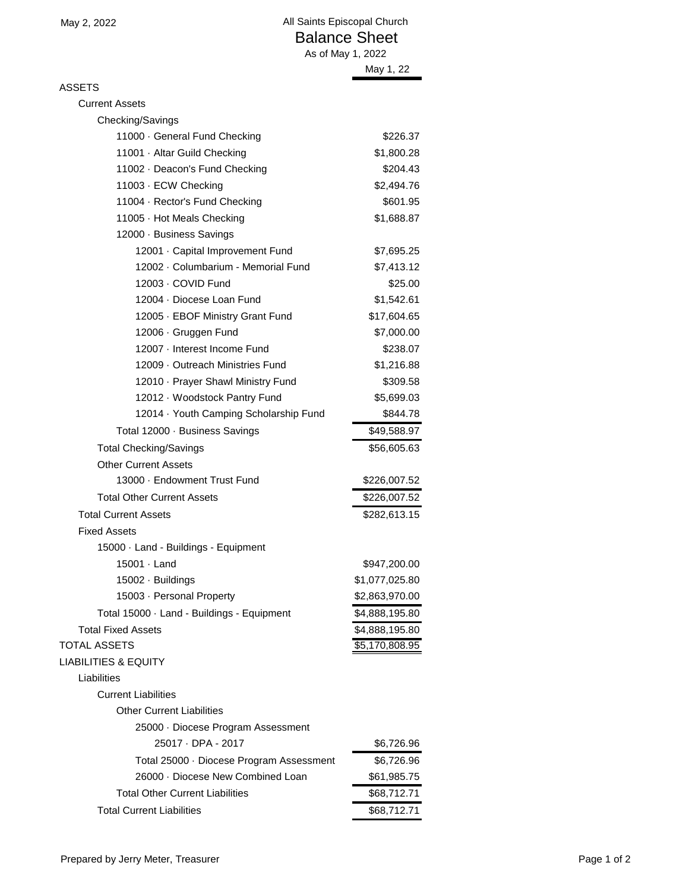# All Saints Episcopal Church

## Balance Sheet

As of May 1, 2022

May 2, 2022

| | May 1, 22 |
|---|---|
| **ASSETS** | |
| Current Assets | |
| Checking/Savings | |
| 11000 · General Fund Checking | $226.37 |
| 11001 · Altar Guild Checking | $1,800.28 |
| 11002 · Deacon's Fund Checking | $204.43 |
| 11003 · ECW Checking | $2,494.76 |
| 11004 · Rector's Fund Checking | $601.95 |
| 11005 · Hot Meals Checking | $1,688.87 |
| 12000 · Business Savings | |
| 12001 · Capital Improvement Fund | $7,695.25 |
| 12002 · Columbarium - Memorial Fund | $7,413.12 |
| 12003 · COVID Fund | $25.00 |
| 12004 · Diocese Loan Fund | $1,542.61 |
| 12005 · EBOF Ministry Grant Fund | $17,604.65 |
| 12006 · Gruggen Fund | $7,000.00 |
| 12007 · Interest Income Fund | $238.07 |
| 12009 · Outreach Ministries Fund | $1,216.88 |
| 12010 · Prayer Shawl Ministry Fund | $309.58 |
| 12012 · Woodstock Pantry Fund | $5,699.03 |
| 12014 · Youth Camping Scholarship Fund | $844.78 |
| Total 12000 · Business Savings | $49,588.97 |
| Total Checking/Savings | $56,605.63 |
| Other Current Assets | |
| 13000 · Endowment Trust Fund | $226,007.52 |
| Total Other Current Assets | $226,007.52 |
| Total Current Assets | $282,613.15 |
| Fixed Assets | |
| 15000 · Land - Buildings - Equipment | |
| 15001 · Land | $947,200.00 |
| 15002 · Buildings | $1,077,025.80 |
| 15003 · Personal Property | $2,863,970.00 |
| Total 15000 · Land - Buildings - Equipment | $4,888,195.80 |
| Total Fixed Assets | $4,888,195.80 |
| **TOTAL ASSETS** | $5,170,808.95 |
| **LIABILITIES & EQUITY** | |
| Liabilities | |
| Current Liabilities | |
| Other Current Liabilities | |
| 25000 · Diocese Program Assessment | |
| 25017 · DPA - 2017 | $6,726.96 |
| Total 25000 · Diocese Program Assessment | $6,726.96 |
| 26000 · Diocese New Combined Loan | $61,985.75 |
| Total Other Current Liabilities | $68,712.71 |
| Total Current Liabilities | $68,712.71 |

Prepared by Jerry Meter, Treasurer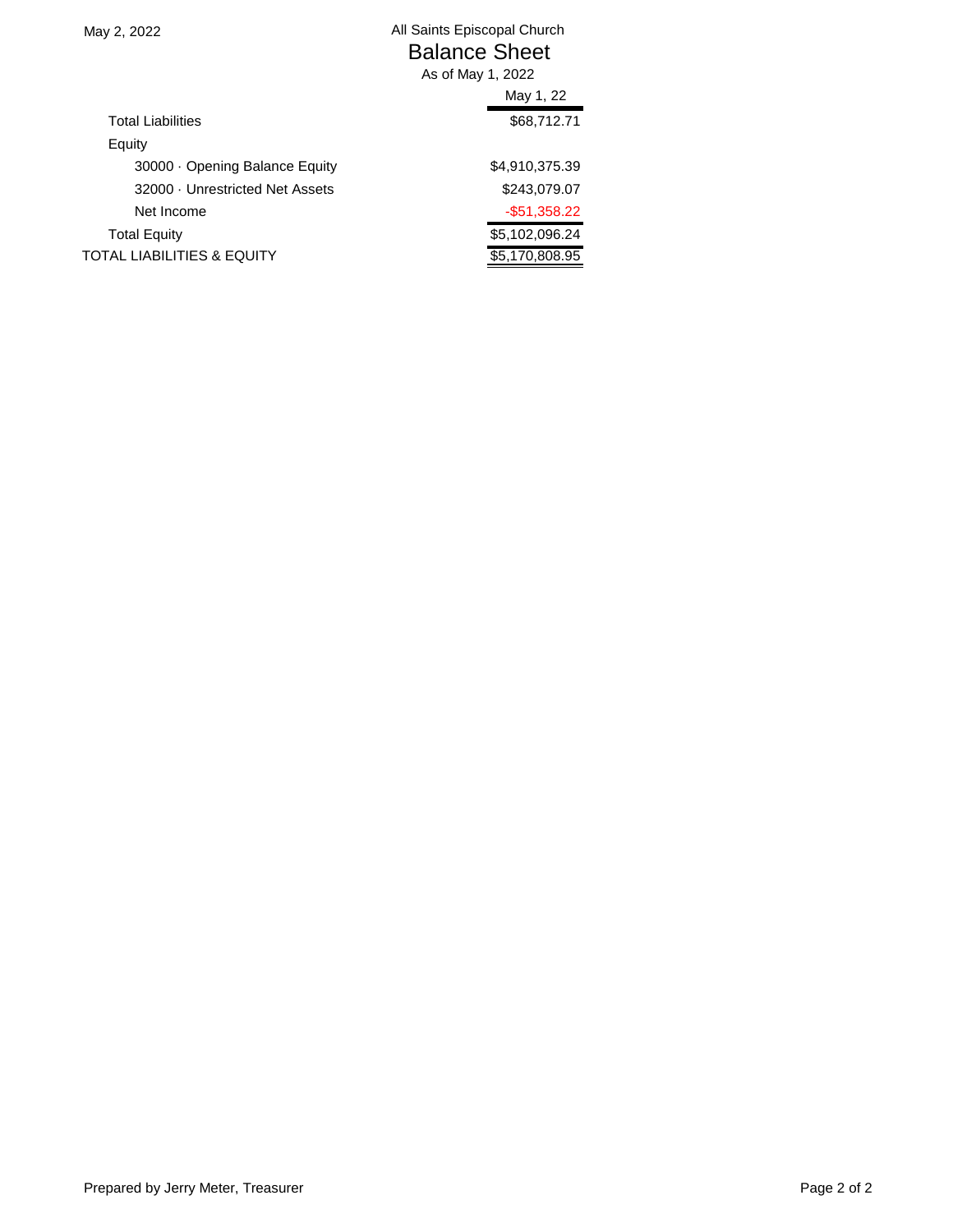All Saints Episcopal Church

# Balance Sheet

As of May 1, 2022

| | May 1, 22 |
|---|---|
| Total Liabilities | $68,712.71 |
| Equity | |
| 30000 · Opening Balance Equity | $4,910,375.39 |
| 32000 · Unrestricted Net Assets | $243,079.07 |
| Net Income | -$51,358.22 |
| Total Equity | $5,102,096.24 |
| TOTAL LIABILITIES & EQUITY | $5,170,808.95 |